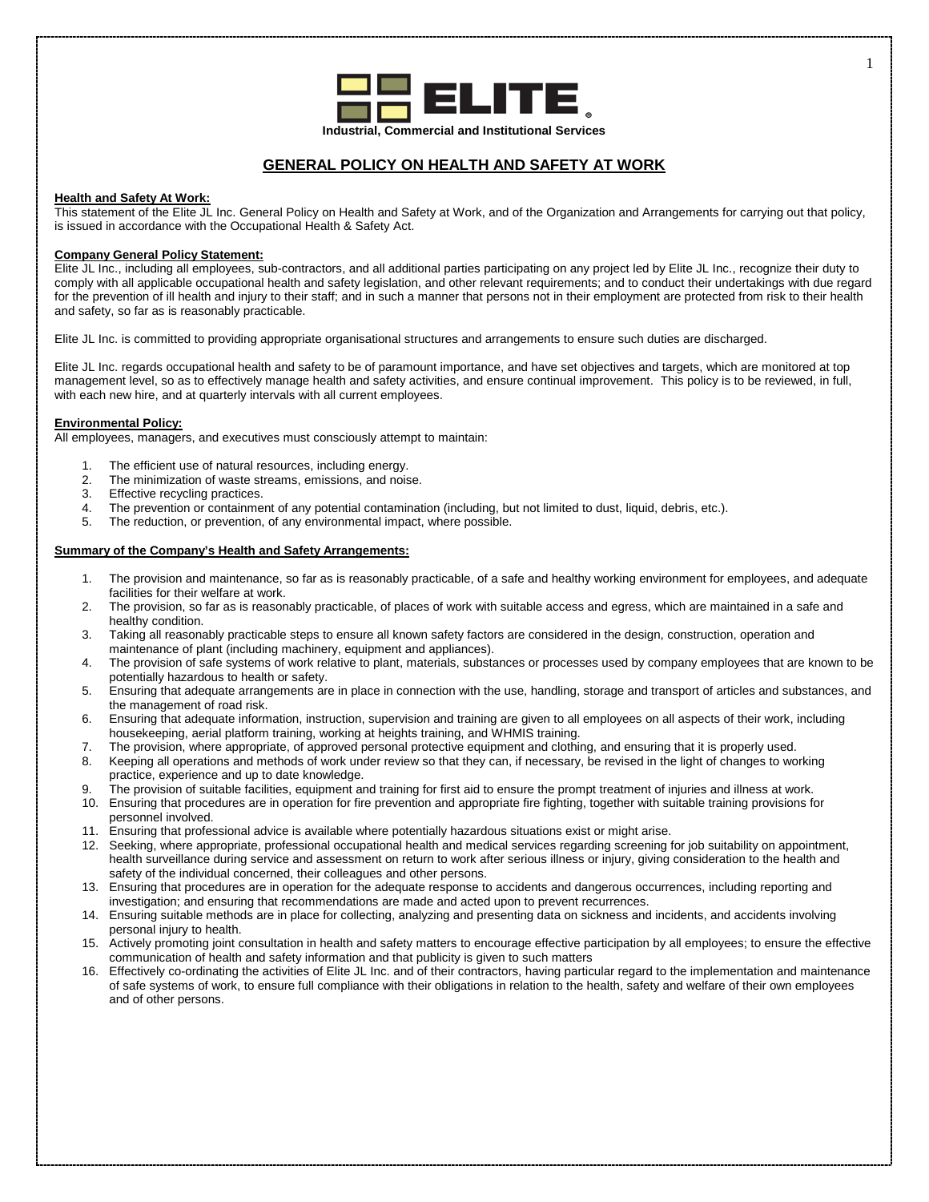**ELITE®**

**Industrial, Commercial and Institutional Services**

# GENERAL POLICY ON HEALTH AND SAFETY AT WORK

**Health and Safety At Work:**
This statement of the Elite JL Inc. General Policy on Health and Safety at Work, and of the Organization and Arrangements for carrying out that policy, is issued in accordance with the Occupational Health & Safety Act.

**Company General Policy Statement:**
Elite JL Inc., including all employees, sub-contractors, and all additional parties participating on any project led by Elite JL Inc., recognize their duty to comply with all applicable occupational health and safety legislation, and other relevant requirements; and to conduct their undertakings with due regard for the prevention of ill health and injury to their staff; and in such a manner that persons not in their employment are protected from risk to their health and safety, so far as is reasonably practicable.

Elite JL Inc. is committed to providing appropriate organisational structures and arrangements to ensure such duties are discharged.

Elite JL Inc. regards occupational health and safety to be of paramount importance, and have set objectives and targets, which are monitored at top management level, so as to effectively manage health and safety activities, and ensure continual improvement. This policy is to be reviewed, in full, with each new hire, and at quarterly intervals with all current employees.

**Environmental Policy:**
All employees, managers, and executives must consciously attempt to maintain:

1. The efficient use of natural resources, including energy.
2. The minimization of waste streams, emissions, and noise.
3. Effective recycling practices.
4. The prevention or containment of any potential contamination (including, but not limited to dust, liquid, debris, etc.).
5. The reduction, or prevention, of any environmental impact, where possible.

**Summary of the Company's Health and Safety Arrangements:**

1. The provision and maintenance, so far as is reasonably practicable, of a safe and healthy working environment for employees, and adequate facilities for their welfare at work.
2. The provision, so far as is reasonably practicable, of places of work with suitable access and egress, which are maintained in a safe and healthy condition.
3. Taking all reasonably practicable steps to ensure all known safety factors are considered in the design, construction, operation and maintenance of plant (including machinery, equipment and appliances).
4. The provision of safe systems of work relative to plant, materials, substances or processes used by company employees that are known to be potentially hazardous to health or safety.
5. Ensuring that adequate arrangements are in place in connection with the use, handling, storage and transport of articles and substances, and the management of road risk.
6. Ensuring that adequate information, instruction, supervision and training are given to all employees on all aspects of their work, including housekeeping, aerial platform training, working at heights training, and WHMIS training.
7. The provision, where appropriate, of approved personal protective equipment and clothing, and ensuring that it is properly used.
8. Keeping all operations and methods of work under review so that they can, if necessary, be revised in the light of changes to working practice, experience and up to date knowledge.
9. The provision of suitable facilities, equipment and training for first aid to ensure the prompt treatment of injuries and illness at work.
10. Ensuring that procedures are in operation for fire prevention and appropriate fire fighting, together with suitable training provisions for personnel involved.
11. Ensuring that professional advice is available where potentially hazardous situations exist or might arise.
12. Seeking, where appropriate, professional occupational health and medical services regarding screening for job suitability on appointment, health surveillance during service and assessment on return to work after serious illness or injury, giving consideration to the health and safety of the individual concerned, their colleagues and other persons.
13. Ensuring that procedures are in operation for the adequate response to accidents and dangerous occurrences, including reporting and investigation; and ensuring that recommendations are made and acted upon to prevent recurrences.
14. Ensuring suitable methods are in place for collecting, analyzing and presenting data on sickness and incidents, and accidents involving personal injury to health.
15. Actively promoting joint consultation in health and safety matters to encourage effective participation by all employees; to ensure the effective communication of health and safety information and that publicity is given to such matters
16. Effectively co-ordinating the activities of Elite JL Inc. and of their contractors, having particular regard to the implementation and maintenance of safe systems of work, to ensure full compliance with their obligations in relation to the health, safety and welfare of their own employees and of other persons.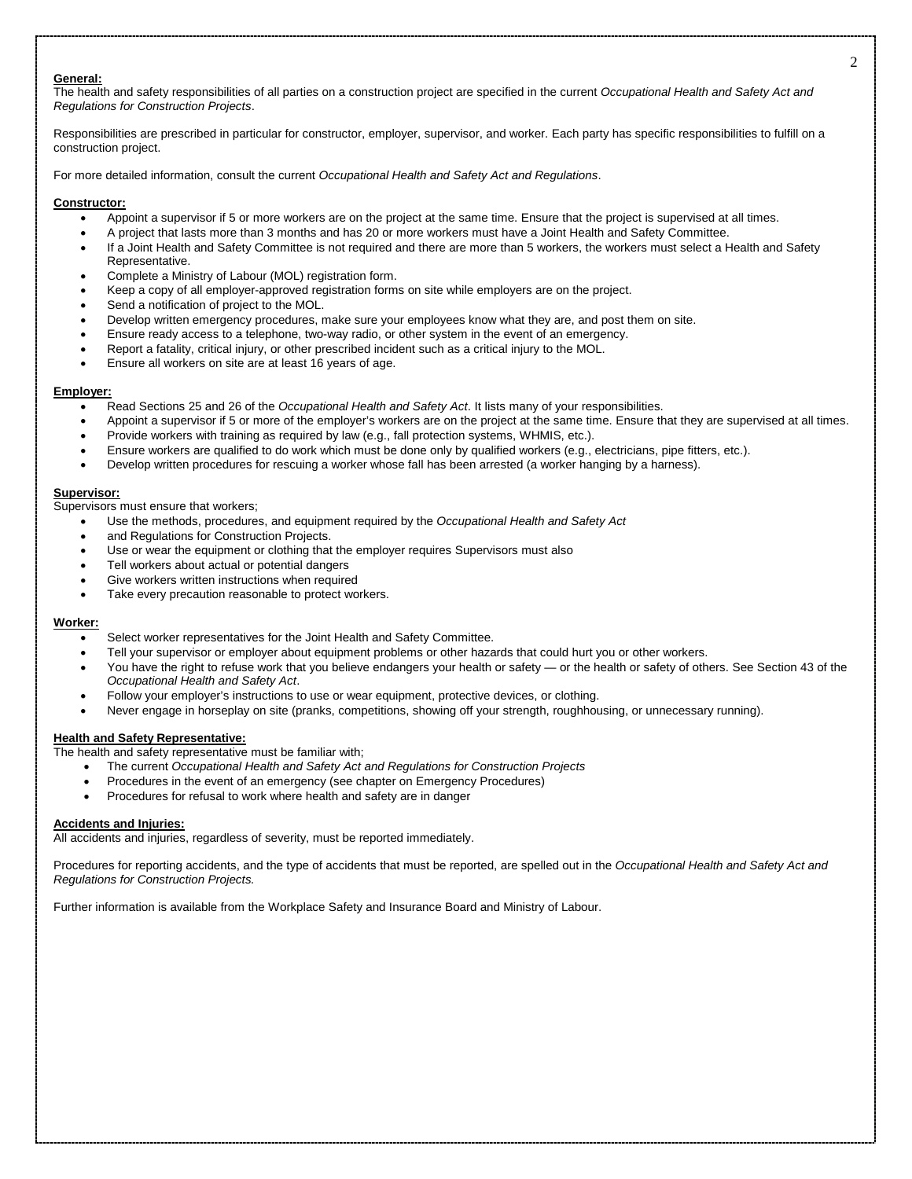**General:**
The health and safety responsibilities of all parties on a construction project are specified in the current *Occupational Health and Safety Act and Regulations for Construction Projects*.

Responsibilities are prescribed in particular for constructor, employer, supervisor, and worker. Each party has specific responsibilities to fulfill on a construction project.

For more detailed information, consult the current *Occupational Health and Safety Act and Regulations*.

**Constructor:**

- Appoint a supervisor if 5 or more workers are on the project at the same time. Ensure that the project is supervised at all times.
- A project that lasts more than 3 months and has 20 or more workers must have a Joint Health and Safety Committee.
- If a Joint Health and Safety Committee is not required and there are more than 5 workers, the workers must select a Health and Safety Representative.
- Complete a Ministry of Labour (MOL) registration form.
- Keep a copy of all employer-approved registration forms on site while employers are on the project.
- Send a notification of project to the MOL.
- Develop written emergency procedures, make sure your employees know what they are, and post them on site.
- Ensure ready access to a telephone, two-way radio, or other system in the event of an emergency.
- Report a fatality, critical injury, or other prescribed incident such as a critical injury to the MOL.
- Ensure all workers on site are at least 16 years of age.

**Employer:**

- Read Sections 25 and 26 of the *Occupational Health and Safety Act*. It lists many of your responsibilities.
- Appoint a supervisor if 5 or more of the employer's workers are on the project at the same time. Ensure that they are supervised at all times.
- Provide workers with training as required by law (e.g., fall protection systems, WHMIS, etc.).
- Ensure workers are qualified to do work which must be done only by qualified workers (e.g., electricians, pipe fitters, etc.).
- Develop written procedures for rescuing a worker whose fall has been arrested (a worker hanging by a harness).

**Supervisor:**
Supervisors must ensure that workers;

- Use the methods, procedures, and equipment required by the *Occupational Health and Safety Act*
- and Regulations for Construction Projects.
- Use or wear the equipment or clothing that the employer requires Supervisors must also
- Tell workers about actual or potential dangers
- Give workers written instructions when required
- Take every precaution reasonable to protect workers.

**Worker:**

- Select worker representatives for the Joint Health and Safety Committee.
- Tell your supervisor or employer about equipment problems or other hazards that could hurt you or other workers.
- You have the right to refuse work that you believe endangers your health or safety — or the health or safety of others. See Section 43 of the *Occupational Health and Safety Act*.
- Follow your employer's instructions to use or wear equipment, protective devices, or clothing.
- Never engage in horseplay on site (pranks, competitions, showing off your strength, roughhousing, or unnecessary running).

**Health and Safety Representative:**
The health and safety representative must be familiar with;

- The current *Occupational Health and Safety Act and Regulations for Construction Projects*
- Procedures in the event of an emergency (see chapter on Emergency Procedures)
- Procedures for refusal to work where health and safety are in danger

**Accidents and Injuries:**
All accidents and injuries, regardless of severity, must be reported immediately.

Procedures for reporting accidents, and the type of accidents that must be reported, are spelled out in the *Occupational Health and Safety Act and Regulations for Construction Projects.*

Further information is available from the Workplace Safety and Insurance Board and Ministry of Labour.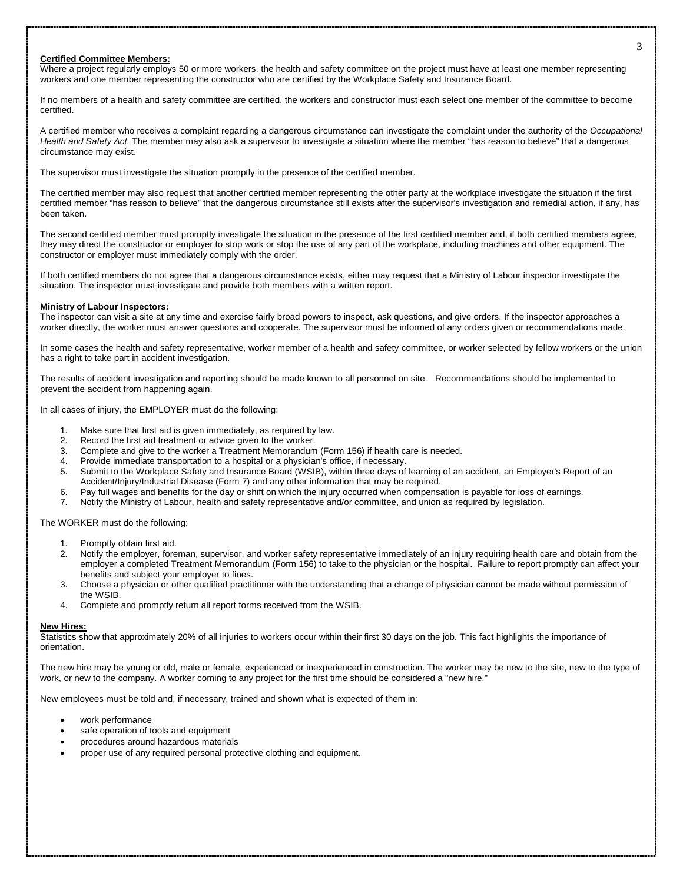**Certified Committee Members:**
Where a project regularly employs 50 or more workers, the health and safety committee on the project must have at least one member representing workers and one member representing the constructor who are certified by the Workplace Safety and Insurance Board.

If no members of a health and safety committee are certified, the workers and constructor must each select one member of the committee to become certified.

A certified member who receives a complaint regarding a dangerous circumstance can investigate the complaint under the authority of the *Occupational Health and Safety Act.* The member may also ask a supervisor to investigate a situation where the member "has reason to believe" that a dangerous circumstance may exist.

The supervisor must investigate the situation promptly in the presence of the certified member.

The certified member may also request that another certified member representing the other party at the workplace investigate the situation if the first certified member "has reason to believe" that the dangerous circumstance still exists after the supervisor's investigation and remedial action, if any, has been taken.

The second certified member must promptly investigate the situation in the presence of the first certified member and, if both certified members agree, they may direct the constructor or employer to stop work or stop the use of any part of the workplace, including machines and other equipment. The constructor or employer must immediately comply with the order.

If both certified members do not agree that a dangerous circumstance exists, either may request that a Ministry of Labour inspector investigate the situation. The inspector must investigate and provide both members with a written report.

**Ministry of Labour Inspectors:**
The inspector can visit a site at any time and exercise fairly broad powers to inspect, ask questions, and give orders. If the inspector approaches a worker directly, the worker must answer questions and cooperate. The supervisor must be informed of any orders given or recommendations made.

In some cases the health and safety representative, worker member of a health and safety committee, or worker selected by fellow workers or the union has a right to take part in accident investigation.

The results of accident investigation and reporting should be made known to all personnel on site. Recommendations should be implemented to prevent the accident from happening again.

In all cases of injury, the EMPLOYER must do the following:

1. Make sure that first aid is given immediately, as required by law.
2. Record the first aid treatment or advice given to the worker.
3. Complete and give to the worker a Treatment Memorandum (Form 156) if health care is needed.
4. Provide immediate transportation to a hospital or a physician's office, if necessary.
5. Submit to the Workplace Safety and Insurance Board (WSIB), within three days of learning of an accident, an Employer's Report of an Accident/Injury/Industrial Disease (Form 7) and any other information that may be required.
6. Pay full wages and benefits for the day or shift on which the injury occurred when compensation is payable for loss of earnings.
7. Notify the Ministry of Labour, health and safety representative and/or committee, and union as required by legislation.

The WORKER must do the following:

1. Promptly obtain first aid.
2. Notify the employer, foreman, supervisor, and worker safety representative immediately of an injury requiring health care and obtain from the employer a completed Treatment Memorandum (Form 156) to take to the physician or the hospital. Failure to report promptly can affect your benefits and subject your employer to fines.
3. Choose a physician or other qualified practitioner with the understanding that a change of physician cannot be made without permission of the WSIB.
4. Complete and promptly return all report forms received from the WSIB.

**New Hires:**
Statistics show that approximately 20% of all injuries to workers occur within their first 30 days on the job. This fact highlights the importance of orientation.

The new hire may be young or old, male or female, experienced or inexperienced in construction. The worker may be new to the site, new to the type of work, or new to the company. A worker coming to any project for the first time should be considered a "new hire."

New employees must be told and, if necessary, trained and shown what is expected of them in:

- work performance
- safe operation of tools and equipment
- procedures around hazardous materials
- proper use of any required personal protective clothing and equipment.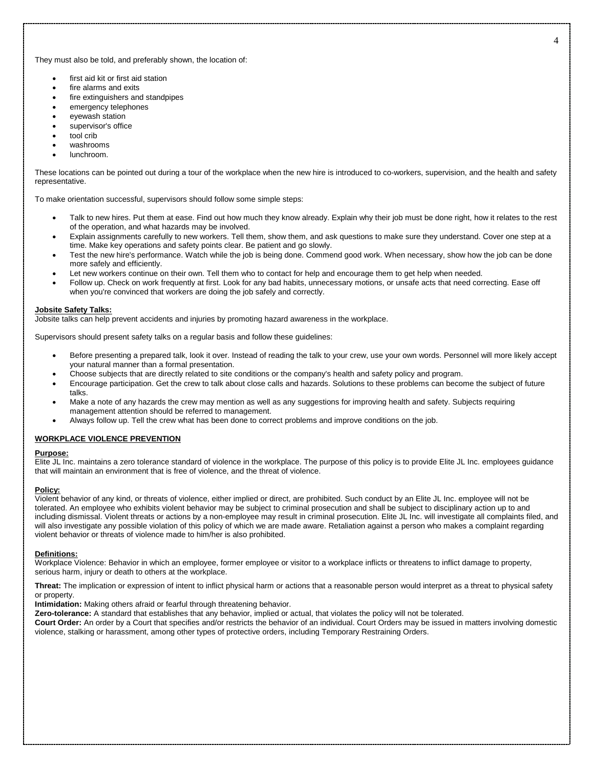They must also be told, and preferably shown, the location of:

- first aid kit or first aid station
- fire alarms and exits
- fire extinguishers and standpipes
- emergency telephones
- eyewash station
- supervisor's office
- tool crib
- washrooms
- lunchroom.

These locations can be pointed out during a tour of the workplace when the new hire is introduced to co-workers, supervision, and the health and safety representative.

To make orientation successful, supervisors should follow some simple steps:

- Talk to new hires. Put them at ease. Find out how much they know already. Explain why their job must be done right, how it relates to the rest of the operation, and what hazards may be involved.
- Explain assignments carefully to new workers. Tell them, show them, and ask questions to make sure they understand. Cover one step at a time. Make key operations and safety points clear. Be patient and go slowly.
- Test the new hire's performance. Watch while the job is being done. Commend good work. When necessary, show how the job can be done more safely and efficiently.
- Let new workers continue on their own. Tell them who to contact for help and encourage them to get help when needed.
- Follow up. Check on work frequently at first. Look for any bad habits, unnecessary motions, or unsafe acts that need correcting. Ease off when you're convinced that workers are doing the job safely and correctly.

**Jobsite Safety Talks:**

Jobsite talks can help prevent accidents and injuries by promoting hazard awareness in the workplace.

Supervisors should present safety talks on a regular basis and follow these guidelines:

- Before presenting a prepared talk, look it over. Instead of reading the talk to your crew, use your own words. Personnel will more likely accept your natural manner than a formal presentation.
- Choose subjects that are directly related to site conditions or the company's health and safety policy and program.
- Encourage participation. Get the crew to talk about close calls and hazards. Solutions to these problems can become the subject of future talks.
- Make a note of any hazards the crew may mention as well as any suggestions for improving health and safety. Subjects requiring management attention should be referred to management.
- Always follow up. Tell the crew what has been done to correct problems and improve conditions on the job.

## WORKPLACE VIOLENCE PREVENTION

**Purpose:**

Elite JL Inc. maintains a zero tolerance standard of violence in the workplace. The purpose of this policy is to provide Elite JL Inc. employees guidance that will maintain an environment that is free of violence, and the threat of violence.

**Policy:**

Violent behavior of any kind, or threats of violence, either implied or direct, are prohibited. Such conduct by an Elite JL Inc. employee will not be tolerated. An employee who exhibits violent behavior may be subject to criminal prosecution and shall be subject to disciplinary action up to and including dismissal. Violent threats or actions by a non-employee may result in criminal prosecution. Elite JL Inc. will investigate all complaints filed, and will also investigate any possible violation of this policy of which we are made aware. Retaliation against a person who makes a complaint regarding violent behavior or threats of violence made to him/her is also prohibited.

**Definitions:**

Workplace Violence: Behavior in which an employee, former employee or visitor to a workplace inflicts or threatens to inflict damage to property, serious harm, injury or death to others at the workplace.

**Threat:** The implication or expression of intent to inflict physical harm or actions that a reasonable person would interpret as a threat to physical safety or property.

**Intimidation:** Making others afraid or fearful through threatening behavior.

**Zero-tolerance:** A standard that establishes that any behavior, implied or actual, that violates the policy will not be tolerated.

**Court Order:** An order by a Court that specifies and/or restricts the behavior of an individual. Court Orders may be issued in matters involving domestic violence, stalking or harassment, among other types of protective orders, including Temporary Restraining Orders.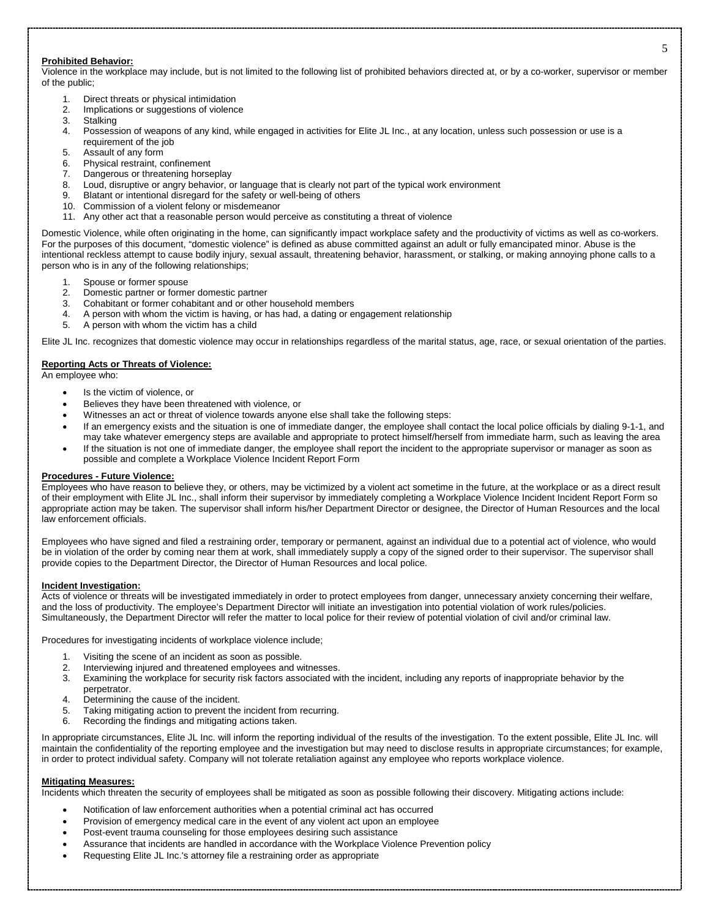**Prohibited Behavior:**

Violence in the workplace may include, but is not limited to the following list of prohibited behaviors directed at, or by a co-worker, supervisor or member of the public;

1. Direct threats or physical intimidation
2. Implications or suggestions of violence
3. Stalking
4. Possession of weapons of any kind, while engaged in activities for Elite JL Inc., at any location, unless such possession or use is a requirement of the job
5. Assault of any form
6. Physical restraint, confinement
7. Dangerous or threatening horseplay
8. Loud, disruptive or angry behavior, or language that is clearly not part of the typical work environment
9. Blatant or intentional disregard for the safety or well-being of others
10. Commission of a violent felony or misdemeanor
11. Any other act that a reasonable person would perceive as constituting a threat of violence

Domestic Violence, while often originating in the home, can significantly impact workplace safety and the productivity of victims as well as co-workers. For the purposes of this document, "domestic violence" is defined as abuse committed against an adult or fully emancipated minor. Abuse is the intentional reckless attempt to cause bodily injury, sexual assault, threatening behavior, harassment, or stalking, or making annoying phone calls to a person who is in any of the following relationships;

1. Spouse or former spouse
2. Domestic partner or former domestic partner
3. Cohabitant or former cohabitant and or other household members
4. A person with whom the victim is having, or has had, a dating or engagement relationship
5. A person with whom the victim has a child

Elite JL Inc. recognizes that domestic violence may occur in relationships regardless of the marital status, age, race, or sexual orientation of the parties.

**Reporting Acts or Threats of Violence:**

An employee who:

- Is the victim of violence, or
- Believes they have been threatened with violence, or
- Witnesses an act or threat of violence towards anyone else shall take the following steps:
- If an emergency exists and the situation is one of immediate danger, the employee shall contact the local police officials by dialing 9-1-1, and may take whatever emergency steps are available and appropriate to protect himself/herself from immediate harm, such as leaving the area
- If the situation is not one of immediate danger, the employee shall report the incident to the appropriate supervisor or manager as soon as possible and complete a Workplace Violence Incident Report Form

**Procedures - Future Violence:**

Employees who have reason to believe they, or others, may be victimized by a violent act sometime in the future, at the workplace or as a direct result of their employment with Elite JL Inc., shall inform their supervisor by immediately completing a Workplace Violence Incident Incident Report Form so appropriate action may be taken. The supervisor shall inform his/her Department Director or designee, the Director of Human Resources and the local law enforcement officials.

Employees who have signed and filed a restraining order, temporary or permanent, against an individual due to a potential act of violence, who would be in violation of the order by coming near them at work, shall immediately supply a copy of the signed order to their supervisor. The supervisor shall provide copies to the Department Director, the Director of Human Resources and local police.

**Incident Investigation:**

Acts of violence or threats will be investigated immediately in order to protect employees from danger, unnecessary anxiety concerning their welfare, and the loss of productivity. The employee's Department Director will initiate an investigation into potential violation of work rules/policies. Simultaneously, the Department Director will refer the matter to local police for their review of potential violation of civil and/or criminal law.

Procedures for investigating incidents of workplace violence include;

1. Visiting the scene of an incident as soon as possible.
2. Interviewing injured and threatened employees and witnesses.
3. Examining the workplace for security risk factors associated with the incident, including any reports of inappropriate behavior by the perpetrator.
4. Determining the cause of the incident.
5. Taking mitigating action to prevent the incident from recurring.
6. Recording the findings and mitigating actions taken.

In appropriate circumstances, Elite JL Inc. will inform the reporting individual of the results of the investigation. To the extent possible, Elite JL Inc. will maintain the confidentiality of the reporting employee and the investigation but may need to disclose results in appropriate circumstances; for example, in order to protect individual safety. Company will not tolerate retaliation against any employee who reports workplace violence.

**Mitigating Measures:**

Incidents which threaten the security of employees shall be mitigated as soon as possible following their discovery. Mitigating actions include:

- Notification of law enforcement authorities when a potential criminal act has occurred
- Provision of emergency medical care in the event of any violent act upon an employee
- Post-event trauma counseling for those employees desiring such assistance
- Assurance that incidents are handled in accordance with the Workplace Violence Prevention policy
- Requesting Elite JL Inc.'s attorney file a restraining order as appropriate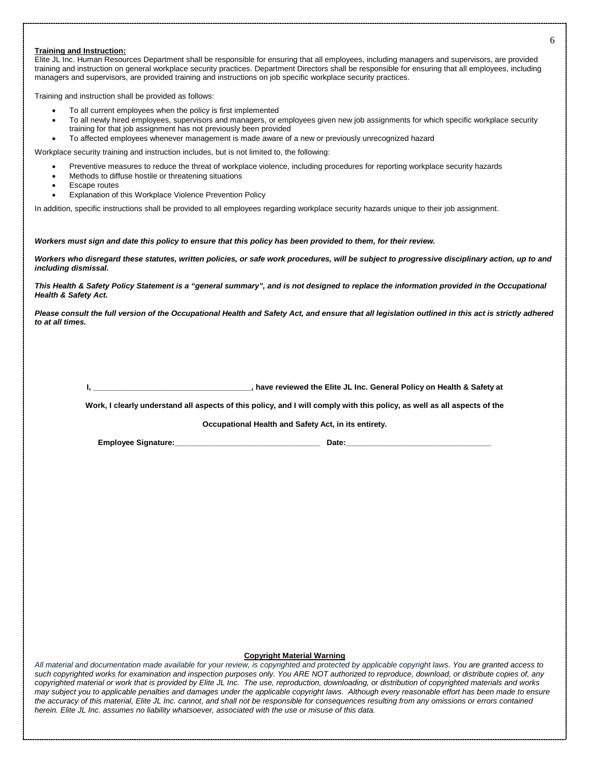**Training and Instruction:**

Elite JL Inc. Human Resources Department shall be responsible for ensuring that all employees, including managers and supervisors, are provided training and instruction on general workplace security practices. Department Directors shall be responsible for ensuring that all employees, including managers and supervisors, are provided training and instructions on job specific workplace security practices.

Training and instruction shall be provided as follows:

- To all current employees when the policy is first implemented
- To all newly hired employees, supervisors and managers, or employees given new job assignments for which specific workplace security training for that job assignment has not previously been provided
- To affected employees whenever management is made aware of a new or previously unrecognized hazard

Workplace security training and instruction includes, but is not limited to, the following:

- Preventive measures to reduce the threat of workplace violence, including procedures for reporting workplace security hazards
- Methods to diffuse hostile or threatening situations
- Escape routes
- Explanation of this Workplace Violence Prevention Policy

In addition, specific instructions shall be provided to all employees regarding workplace security hazards unique to their job assignment.

***Workers must sign and date this policy to ensure that this policy has been provided to them, for their review.***

***Workers who disregard these statutes, written policies, or safe work procedures, will be subject to progressive disciplinary action, up to and including dismissal.***

***This Health & Safety Policy Statement is a "general summary", and is not designed to replace the information provided in the Occupational Health & Safety Act.***

***Please consult the full version of the Occupational Health and Safety Act, and ensure that all legislation outlined in this act is strictly adhered to at all times.***

**I, ___________________________________, have reviewed the Elite JL Inc. General Policy on Health & Safety at Work, I clearly understand all aspects of this policy, and I will comply with this policy, as well as all aspects of the Occupational Health and Safety Act, in its entirety.**

**Employee Signature:_________________________________ Date:_________________________________**

**Copyright Material Warning**

*All material and documentation made available for your review, is copyrighted and protected by applicable copyright laws. You are granted access to such copyrighted works for examination and inspection purposes only. You ARE NOT authorized to reproduce, download, or distribute copies of, any copyrighted material or work that is provided by Elite JL Inc. The use, reproduction, downloading, or distribution of copyrighted materials and works may subject you to applicable penalties and damages under the applicable copyright laws. Although every reasonable effort has been made to ensure the accuracy of this material, Elite JL Inc. cannot, and shall not be responsible for consequences resulting from any omissions or errors contained herein. Elite JL Inc. assumes no liability whatsoever, associated with the use or misuse of this data.*